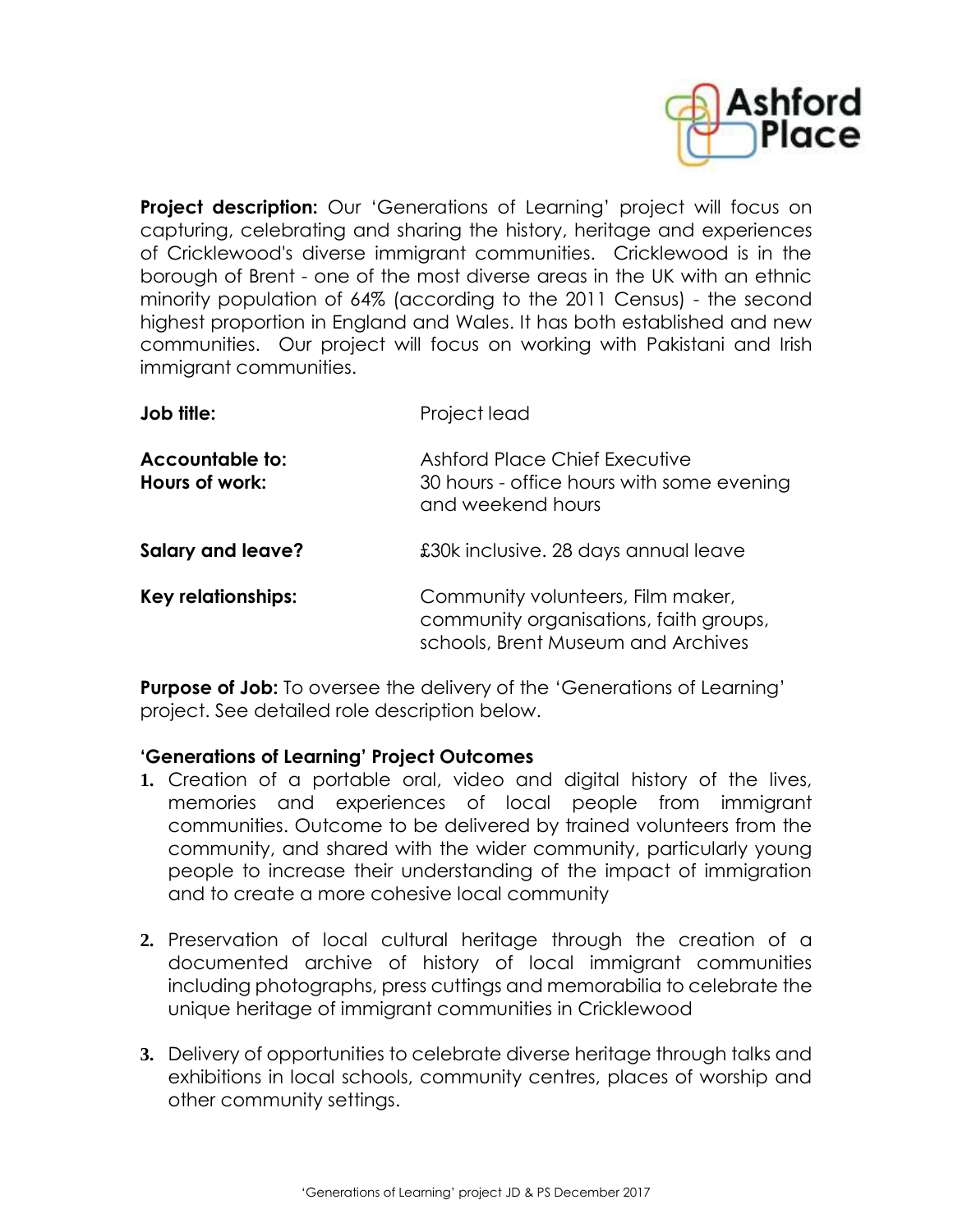**Project description:** Our 'Generations of Learning' project will focus on capturing, celebrating and sharing the history, heritage and experiences of Cricklewood's diverse immigrant communities. Cricklewood is in the borough of Brent - one of the most diverse areas in the UK with an ethnic minority population of 64% (according to the 2011 Census) - the second highest proportion in England and Wales. It has both established and new communities. Our project will focus on working with Pakistani and Irish immigrant communities.

| | |
|---|---|
| **Job title:** | Project lead |
| **Accountable to:** | Ashford Place Chief Executive |
| **Hours of work:** | 30 hours - office hours with some evening and weekend hours |
| **Salary and leave?** | £30k inclusive. 28 days annual leave |
| **Key relationships:** | Community volunteers, Film maker, community organisations, faith groups, schools, Brent Museum and Archives |

**Purpose of Job:** To oversee the delivery of the 'Generations of Learning' project. See detailed role description below.

**'Generations of Learning' Project Outcomes**

1. Creation of a portable oral, video and digital history of the lives, memories and experiences of local people from immigrant communities. Outcome to be delivered by trained volunteers from the community, and shared with the wider community, particularly young people to increase their understanding of the impact of immigration and to create a more cohesive local community

2. Preservation of local cultural heritage through the creation of a documented archive of history of local immigrant communities including photographs, press cuttings and memorabilia to celebrate the unique heritage of immigrant communities in Cricklewood

3. Delivery of opportunities to celebrate diverse heritage through talks and exhibitions in local schools, community centres, places of worship and other community settings.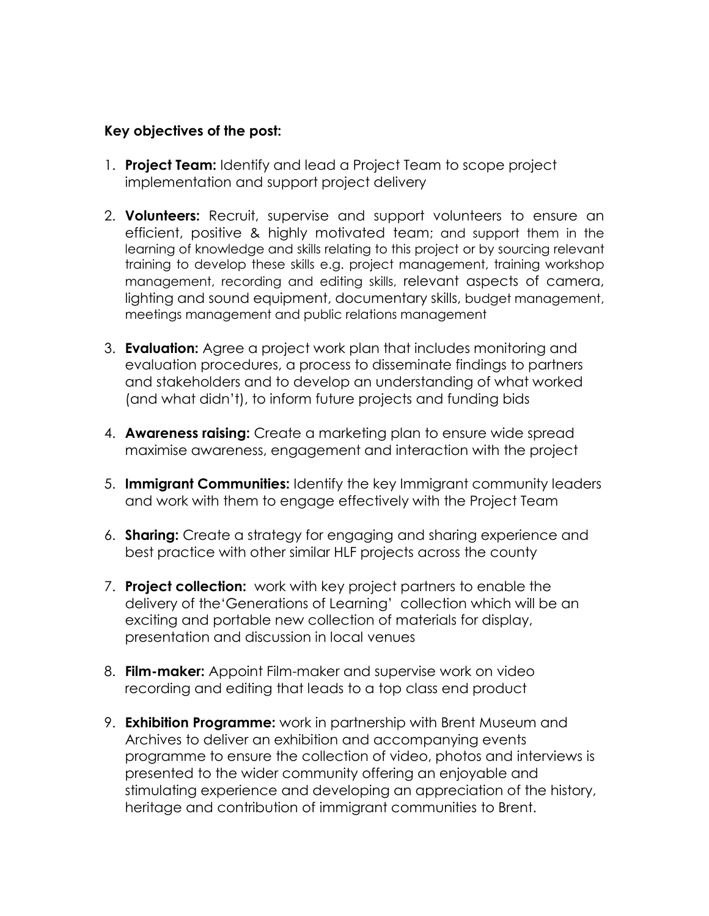**Key objectives of the post:**

1. **Project Team:** Identify and lead a Project Team to scope project implementation and support project delivery

2. **Volunteers:** Recruit, supervise and support volunteers to ensure an efficient, positive & highly motivated team; and support them in the learning of knowledge and skills relating to this project or by sourcing relevant training to develop these skills e.g. project management, training workshop management, recording and editing skills, relevant aspects of camera, lighting and sound equipment, documentary skills, budget management, meetings management and public relations management

3. **Evaluation:** Agree a project work plan that includes monitoring and evaluation procedures, a process to disseminate findings to partners and stakeholders and to develop an understanding of what worked (and what didn't), to inform future projects and funding bids

4. **Awareness raising:** Create a marketing plan to ensure wide spread maximise awareness, engagement and interaction with the project

5. **Immigrant Communities:** Identify the key Immigrant community leaders and work with them to engage effectively with the Project Team

6. **Sharing:** Create a strategy for engaging and sharing experience and best practice with other similar HLF projects across the county

7. **Project collection:** work with key project partners to enable the delivery of the'Generations of Learning' collection which will be an exciting and portable new collection of materials for display, presentation and discussion in local venues

8. **Film-maker:** Appoint Film-maker and supervise work on video recording and editing that leads to a top class end product

9. **Exhibition Programme:** work in partnership with Brent Museum and Archives to deliver an exhibition and accompanying events programme to ensure the collection of video, photos and interviews is presented to the wider community offering an enjoyable and stimulating experience and developing an appreciation of the history, heritage and contribution of immigrant communities to Brent.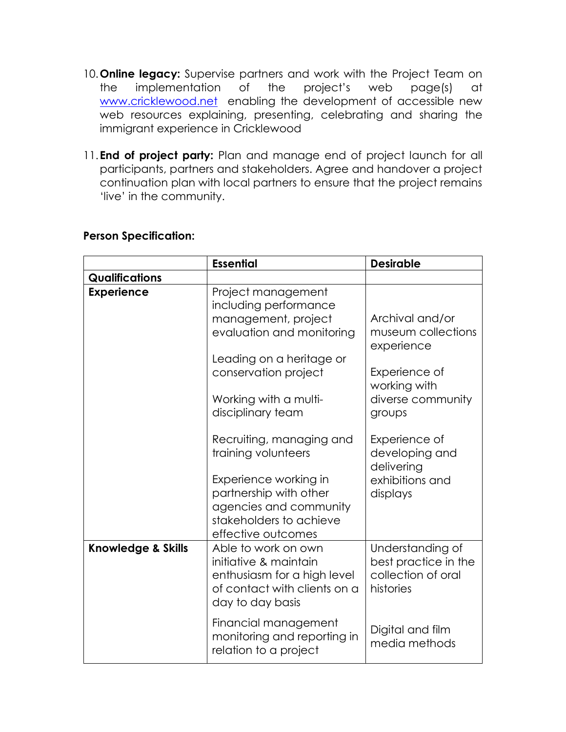10. **Online legacy:** Supervise partners and work with the Project Team on the implementation of the project's web page(s) at [www.cricklewood.net](http://www.cricklewood.net) enabling the development of accessible new web resources explaining, presenting, celebrating and sharing the immigrant experience in Cricklewood

11. **End of project party:** Plan and manage end of project launch for all participants, partners and stakeholders. Agree and handover a project continuation plan with local partners to ensure that the project remains 'live' in the community.

**Person Specification:**

| | **Essential** | **Desirable** |
|---|---|---|
| **Qualifications** | | |
| **Experience** | Project management including performance management, project evaluation and monitoring<br><br>Leading on a heritage or conservation project<br><br>Working with a multi-disciplinary team<br><br>Recruiting, managing and training volunteers<br><br>Experience working in partnership with other agencies and community stakeholders to achieve effective outcomes | Archival and/or museum collections experience<br><br>Experience of working with diverse community groups<br><br>Experience of developing and delivering exhibitions and displays |
| **Knowledge & Skills** | Able to work on own initiative & maintain enthusiasm for a high level of contact with clients on a day to day basis<br><br>Financial management monitoring and reporting in relation to a project | Understanding of best practice in the collection of oral histories<br><br>Digital and film media methods |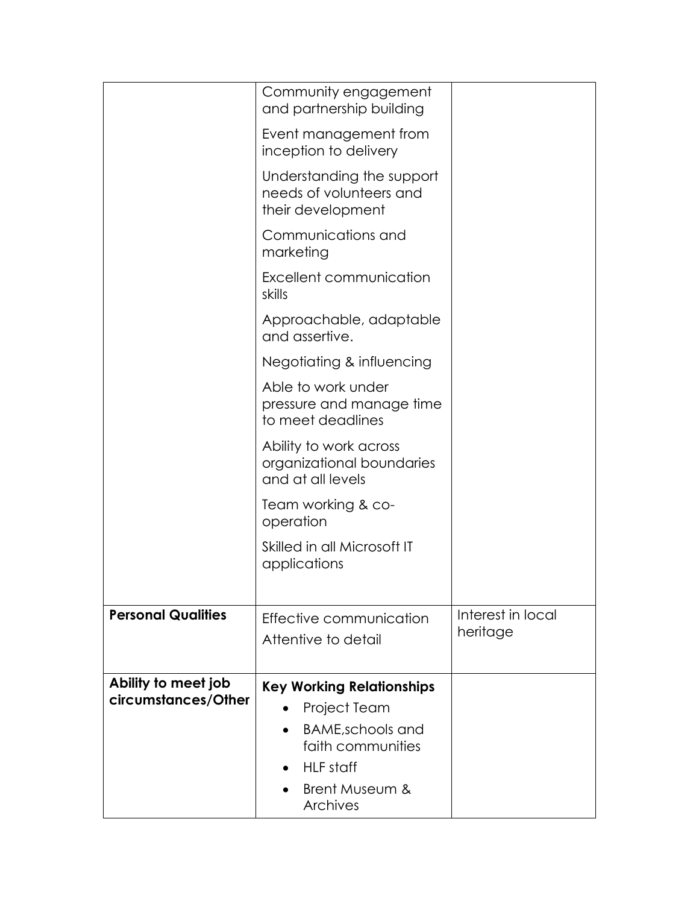| | | |
|---|---|---|
| | Community engagement and partnership building<br>Event management from inception to delivery<br>Understanding the support needs of volunteers and their development<br>Communications and marketing<br>Excellent communication skills<br>Approachable, adaptable and assertive.<br>Negotiating & influencing<br>Able to work under pressure and manage time to meet deadlines<br>Ability to work across organizational boundaries and at all levels<br>Team working & co-operation<br>Skilled in all Microsoft IT applications | |
| **Personal Qualities** | Effective communication<br>Attentive to detail | Interest in local heritage |
| **Ability to meet job circumstances/Other** | **Key Working Relationships**<br>• Project Team<br>• BAME,schools and faith communities<br>• HLF staff<br>• Brent Museum & Archives | |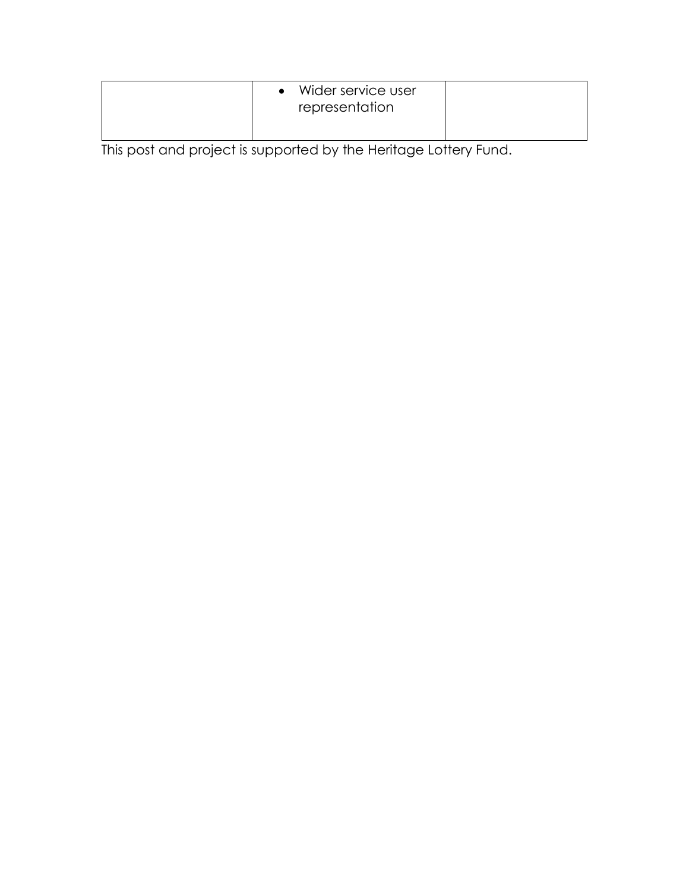| | | |
|---|---|---|
| | • Wider service user representation | |

This post and project is supported by the Heritage Lottery Fund.